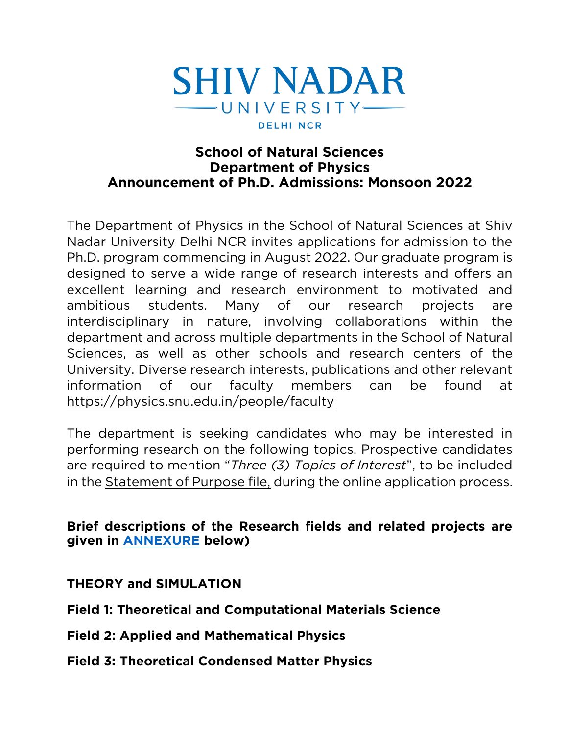# SHIV NADAR UNIVERSITY

DELHI NCR

## School of Natural Sciences
## Department of Physics
## Announcement of Ph.D. Admissions: Monsoon 2022

The Department of Physics in the School of Natural Sciences at Shiv Nadar University Delhi NCR invites applications for admission to the Ph.D. program commencing in August 2022. Our graduate program is designed to serve a wide range of research interests and offers an excellent learning and research environment to motivated and ambitious students. Many of our research projects are interdisciplinary in nature, involving collaborations within the department and across multiple departments in the School of Natural Sciences, as well as other schools and research centers of the University. Diverse research interests, publications and other relevant information of our faculty members can be found at https://physics.snu.edu.in/people/faculty

The department is seeking candidates who may be interested in performing research on the following topics. Prospective candidates are required to mention "*Three (3) Topics of Interest*", to be included in the Statement of Purpose file, during the online application process.

**Brief descriptions of the Research fields and related projects are given in ANNEXURE below)**

### THEORY and SIMULATION

**Field 1: Theoretical and Computational Materials Science**

**Field 2: Applied and Mathematical Physics**

**Field 3: Theoretical Condensed Matter Physics**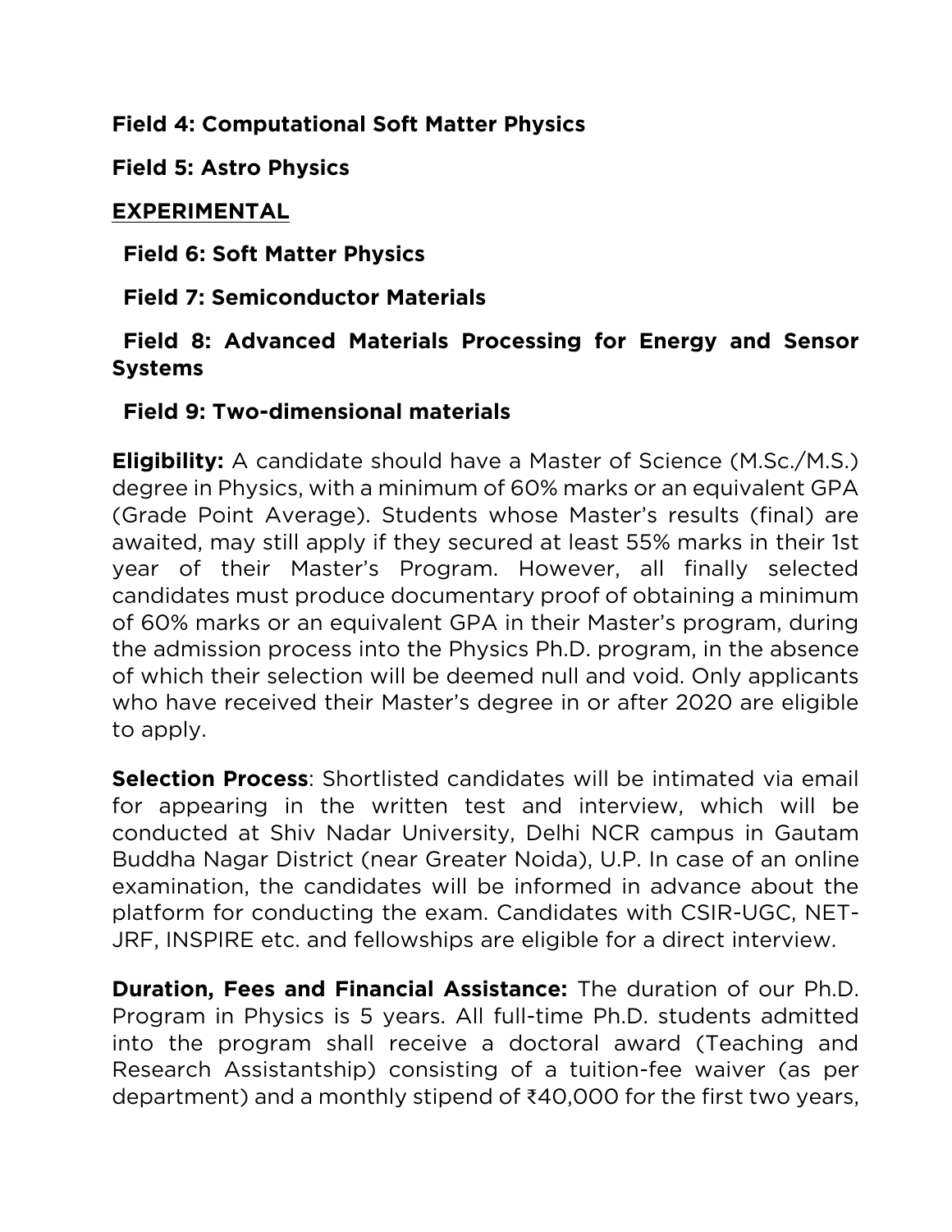**Field 4: Computational Soft Matter Physics**

**Field 5: Astro Physics**

**EXPERIMENTAL**

**Field 6: Soft Matter Physics**

**Field 7: Semiconductor Materials**

**Field 8: Advanced Materials Processing for Energy and Sensor Systems**

**Field 9: Two-dimensional materials**

**Eligibility:** A candidate should have a Master of Science (M.Sc./M.S.) degree in Physics, with a minimum of 60% marks or an equivalent GPA (Grade Point Average). Students whose Master's results (final) are awaited, may still apply if they secured at least 55% marks in their 1st year of their Master's Program. However, all finally selected candidates must produce documentary proof of obtaining a minimum of 60% marks or an equivalent GPA in their Master's program, during the admission process into the Physics Ph.D. program, in the absence of which their selection will be deemed null and void. Only applicants who have received their Master's degree in or after 2020 are eligible to apply.

**Selection Process**: Shortlisted candidates will be intimated via email for appearing in the written test and interview, which will be conducted at Shiv Nadar University, Delhi NCR campus in Gautam Buddha Nagar District (near Greater Noida), U.P. In case of an online examination, the candidates will be informed in advance about the platform for conducting the exam. Candidates with CSIR-UGC, NET-JRF, INSPIRE etc. and fellowships are eligible for a direct interview.

**Duration, Fees and Financial Assistance:** The duration of our Ph.D. Program in Physics is 5 years. All full-time Ph.D. students admitted into the program shall receive a doctoral award (Teaching and Research Assistantship) consisting of a tuition-fee waiver (as per department) and a monthly stipend of ₹40,000 for the first two years,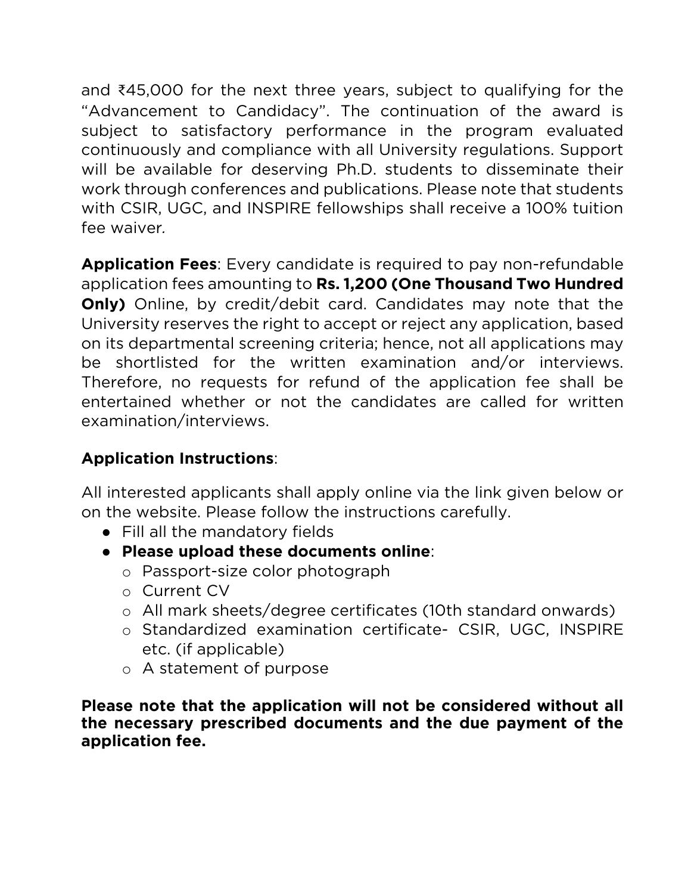and ₹45,000 for the next three years, subject to qualifying for the "Advancement to Candidacy". The continuation of the award is subject to satisfactory performance in the program evaluated continuously and compliance with all University regulations. Support will be available for deserving Ph.D. students to disseminate their work through conferences and publications. Please note that students with CSIR, UGC, and INSPIRE fellowships shall receive a 100% tuition fee waiver.

**Application Fees**: Every candidate is required to pay non-refundable application fees amounting to **Rs. 1,200 (One Thousand Two Hundred Only)** Online, by credit/debit card. Candidates may note that the University reserves the right to accept or reject any application, based on its departmental screening criteria; hence, not all applications may be shortlisted for the written examination and/or interviews. Therefore, no requests for refund of the application fee shall be entertained whether or not the candidates are called for written examination/interviews.

**Application Instructions**:

All interested applicants shall apply online via the link given below or on the website. Please follow the instructions carefully.

- Fill all the mandatory fields
- **Please upload these documents online**:
  - Passport-size color photograph
  - Current CV
  - All mark sheets/degree certificates (10th standard onwards)
  - Standardized examination certificate- CSIR, UGC, INSPIRE etc. (if applicable)
  - A statement of purpose

**Please note that the application will not be considered without all the necessary prescribed documents and the due payment of the application fee.**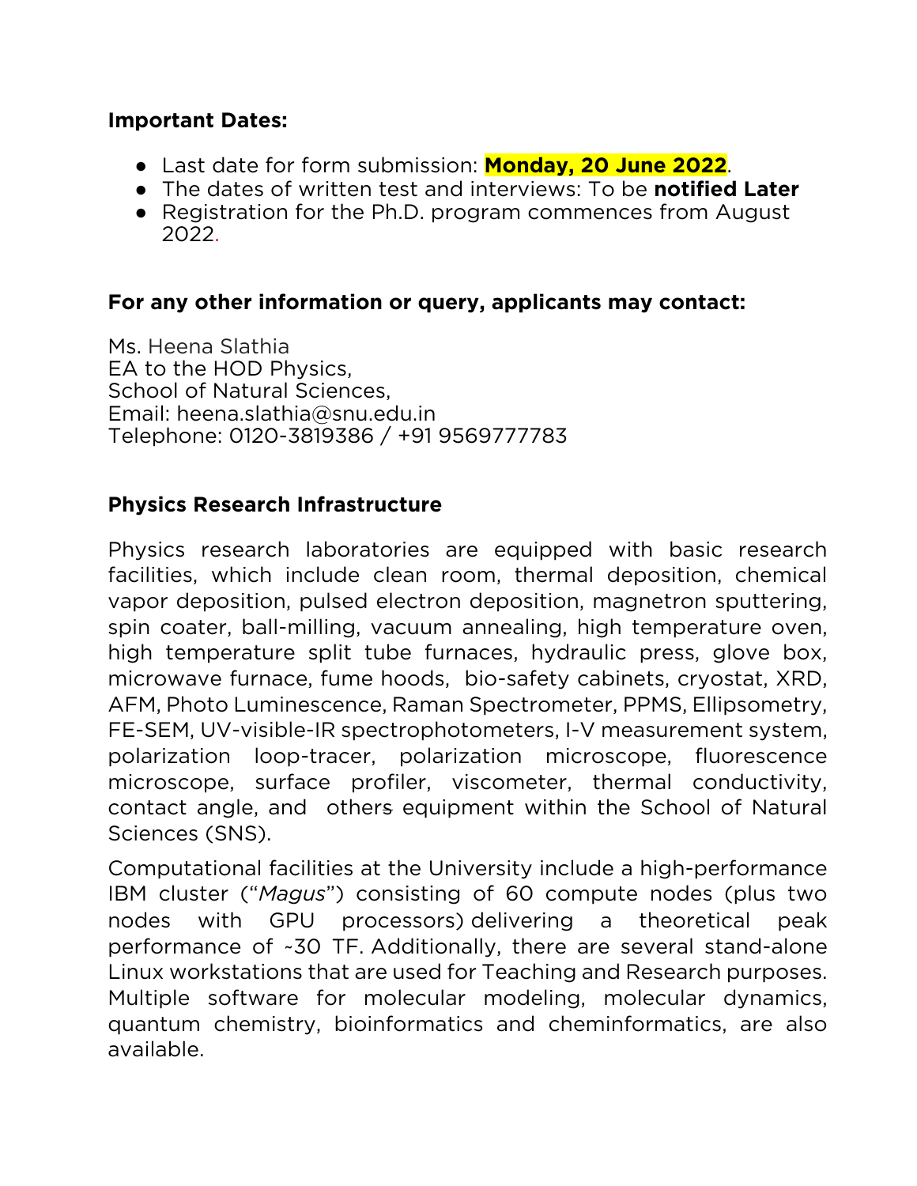**Important Dates:**

- Last date for form submission: **Monday, 20 June 2022**.
- The dates of written test and interviews: To be **notified Later**
- Registration for the Ph.D. program commences from August 2022.

**For any other information or query, applicants may contact:**

Ms. Heena Slathia
EA to the HOD Physics,
School of Natural Sciences,
Email: heena.slathia@snu.edu.in
Telephone: 0120-3819386 / +91 9569777783

**Physics Research Infrastructure**

Physics research laboratories are equipped with basic research facilities, which include clean room, thermal deposition, chemical vapor deposition, pulsed electron deposition, magnetron sputtering, spin coater, ball-milling, vacuum annealing, high temperature oven, high temperature split tube furnaces, hydraulic press, glove box, microwave furnace, fume hoods, bio-safety cabinets, cryostat, XRD, AFM, Photo Luminescence, Raman Spectrometer, PPMS, Ellipsometry, FE-SEM, UV-visible-IR spectrophotometers, I-V measurement system, polarization loop-tracer, polarization microscope, fluorescence microscope, surface profiler, viscometer, thermal conductivity, contact angle, and others equipment within the School of Natural Sciences (SNS).

Computational facilities at the University include a high-performance IBM cluster ("*Magus*") consisting of 60 compute nodes (plus two nodes with GPU processors) delivering a theoretical peak performance of ~30 TF. Additionally, there are several stand-alone Linux workstations that are used for Teaching and Research purposes. Multiple software for molecular modeling, molecular dynamics, quantum chemistry, bioinformatics and cheminformatics, are also available.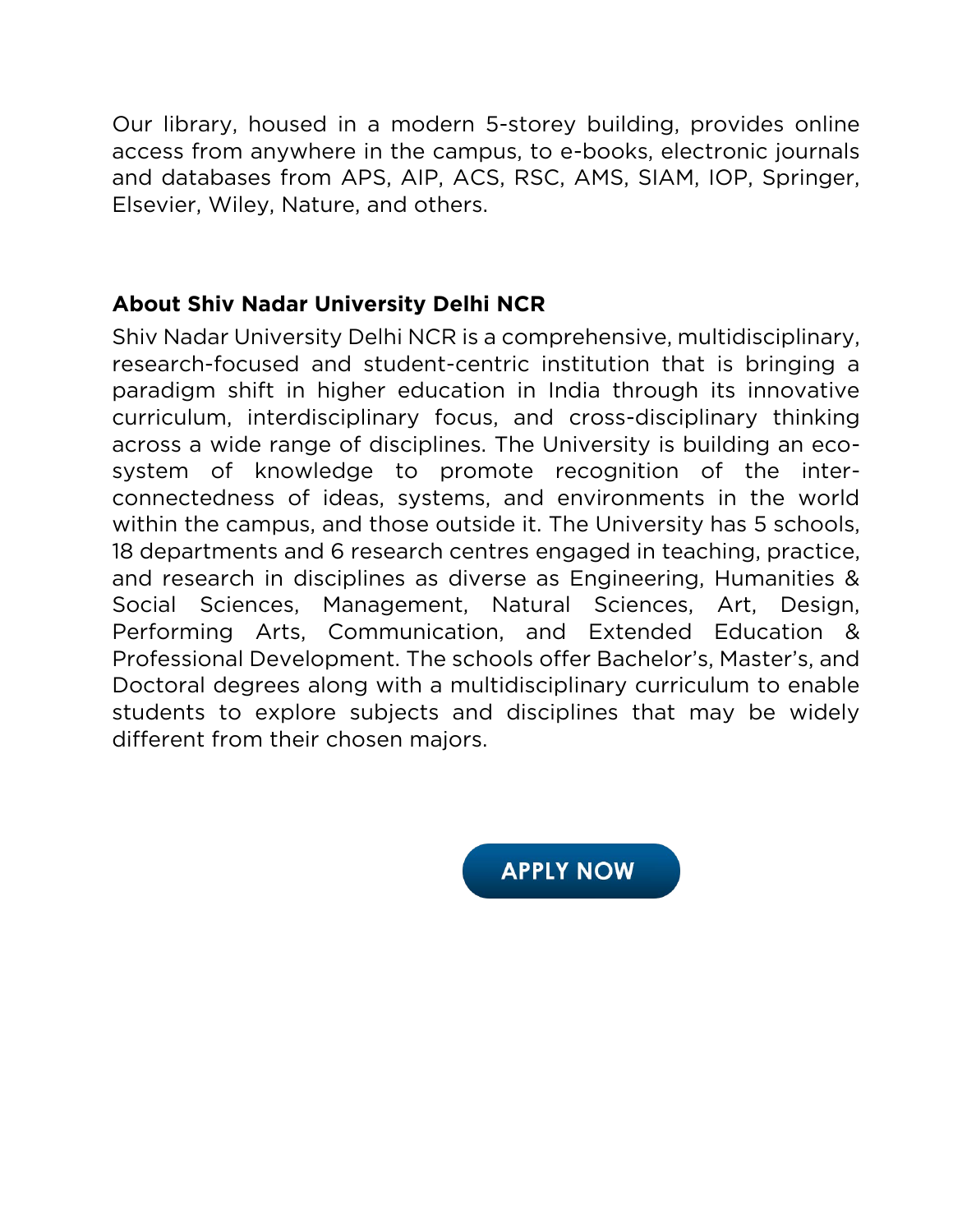Our library, housed in a modern 5-storey building, provides online access from anywhere in the campus, to e-books, electronic journals and databases from APS, AIP, ACS, RSC, AMS, SIAM, IOP, Springer, Elsevier, Wiley, Nature, and others.

**About Shiv Nadar University Delhi NCR**

Shiv Nadar University Delhi NCR is a comprehensive, multidisciplinary, research-focused and student-centric institution that is bringing a paradigm shift in higher education in India through its innovative curriculum, interdisciplinary focus, and cross-disciplinary thinking across a wide range of disciplines. The University is building an eco-system of knowledge to promote recognition of the inter-connectedness of ideas, systems, and environments in the world within the campus, and those outside it. The University has 5 schools, 18 departments and 6 research centres engaged in teaching, practice, and research in disciplines as diverse as Engineering, Humanities & Social Sciences, Management, Natural Sciences, Art, Design, Performing Arts, Communication, and Extended Education & Professional Development. The schools offer Bachelor's, Master's, and Doctoral degrees along with a multidisciplinary curriculum to enable students to explore subjects and disciplines that may be widely different from their chosen majors.

APPLY NOW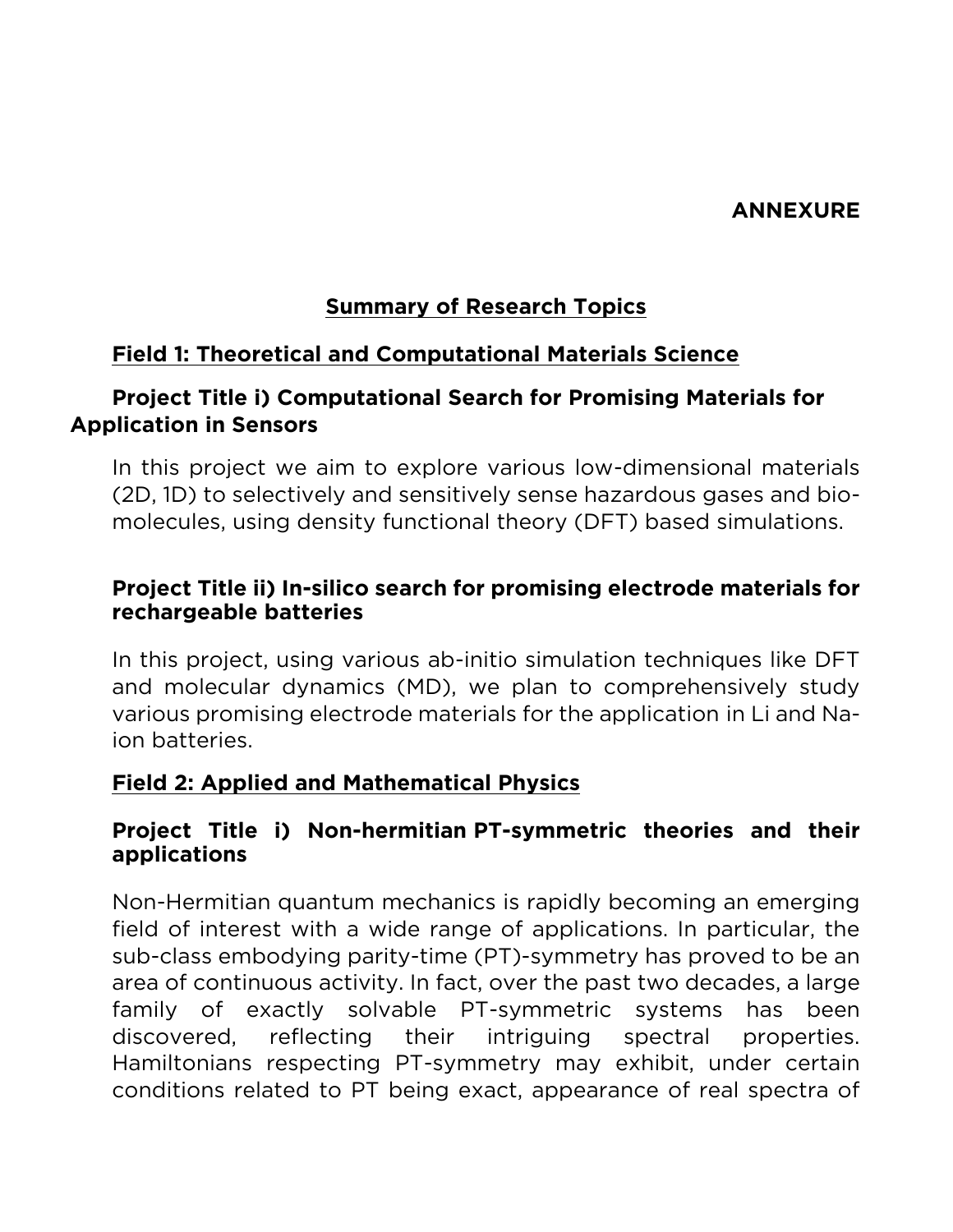**ANNEXURE**

## Summary of Research Topics

### Field 1: Theoretical and Computational Materials Science

#### Project Title i) Computational Search for Promising Materials for Application in Sensors

In this project we aim to explore various low-dimensional materials (2D, 1D) to selectively and sensitively sense hazardous gases and bio-molecules, using density functional theory (DFT) based simulations.

#### Project Title ii) In-silico search for promising electrode materials for rechargeable batteries

In this project, using various ab-initio simulation techniques like DFT and molecular dynamics (MD), we plan to comprehensively study various promising electrode materials for the application in Li and Na-ion batteries.

### Field 2: Applied and Mathematical Physics

#### Project Title i) Non-hermitian PT-symmetric theories and their applications

Non-Hermitian quantum mechanics is rapidly becoming an emerging field of interest with a wide range of applications. In particular, the sub-class embodying parity-time (PT)-symmetry has proved to be an area of continuous activity. In fact, over the past two decades, a large family of exactly solvable PT-symmetric systems has been discovered, reflecting their intriguing spectral properties. Hamiltonians respecting PT-symmetry may exhibit, under certain conditions related to PT being exact, appearance of real spectra of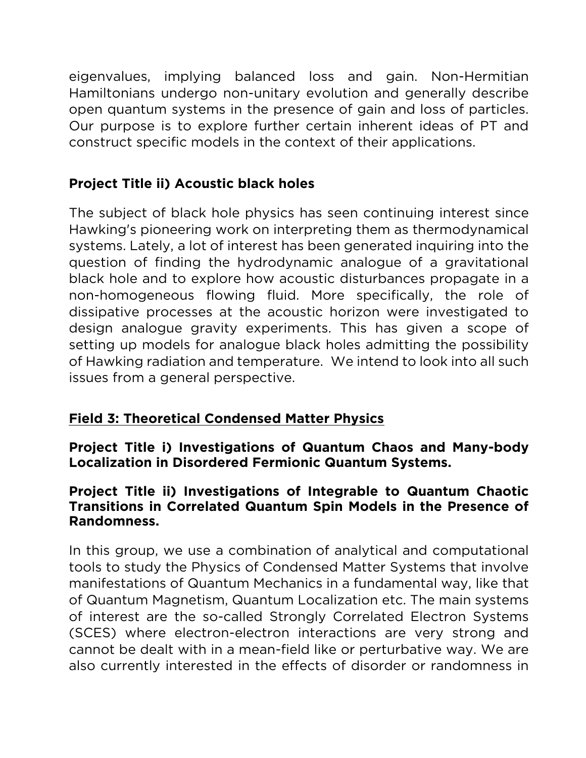eigenvalues, implying balanced loss and gain. Non-Hermitian Hamiltonians undergo non-unitary evolution and generally describe open quantum systems in the presence of gain and loss of particles. Our purpose is to explore further certain inherent ideas of PT and construct specific models in the context of their applications.

**Project Title ii) Acoustic black holes**

The subject of black hole physics has seen continuing interest since Hawking's pioneering work on interpreting them as thermodynamical systems. Lately, a lot of interest has been generated inquiring into the question of finding the hydrodynamic analogue of a gravitational black hole and to explore how acoustic disturbances propagate in a non-homogeneous flowing fluid. More specifically, the role of dissipative processes at the acoustic horizon were investigated to design analogue gravity experiments. This has given a scope of setting up models for analogue black holes admitting the possibility of Hawking radiation and temperature. We intend to look into all such issues from a general perspective.

## Field 3: Theoretical Condensed Matter Physics

**Project Title i) Investigations of Quantum Chaos and Many-body Localization in Disordered Fermionic Quantum Systems.**

**Project Title ii) Investigations of Integrable to Quantum Chaotic Transitions in Correlated Quantum Spin Models in the Presence of Randomness.**

In this group, we use a combination of analytical and computational tools to study the Physics of Condensed Matter Systems that involve manifestations of Quantum Mechanics in a fundamental way, like that of Quantum Magnetism, Quantum Localization etc. The main systems of interest are the so-called Strongly Correlated Electron Systems (SCES) where electron-electron interactions are very strong and cannot be dealt with in a mean-field like or perturbative way. We are also currently interested in the effects of disorder or randomness in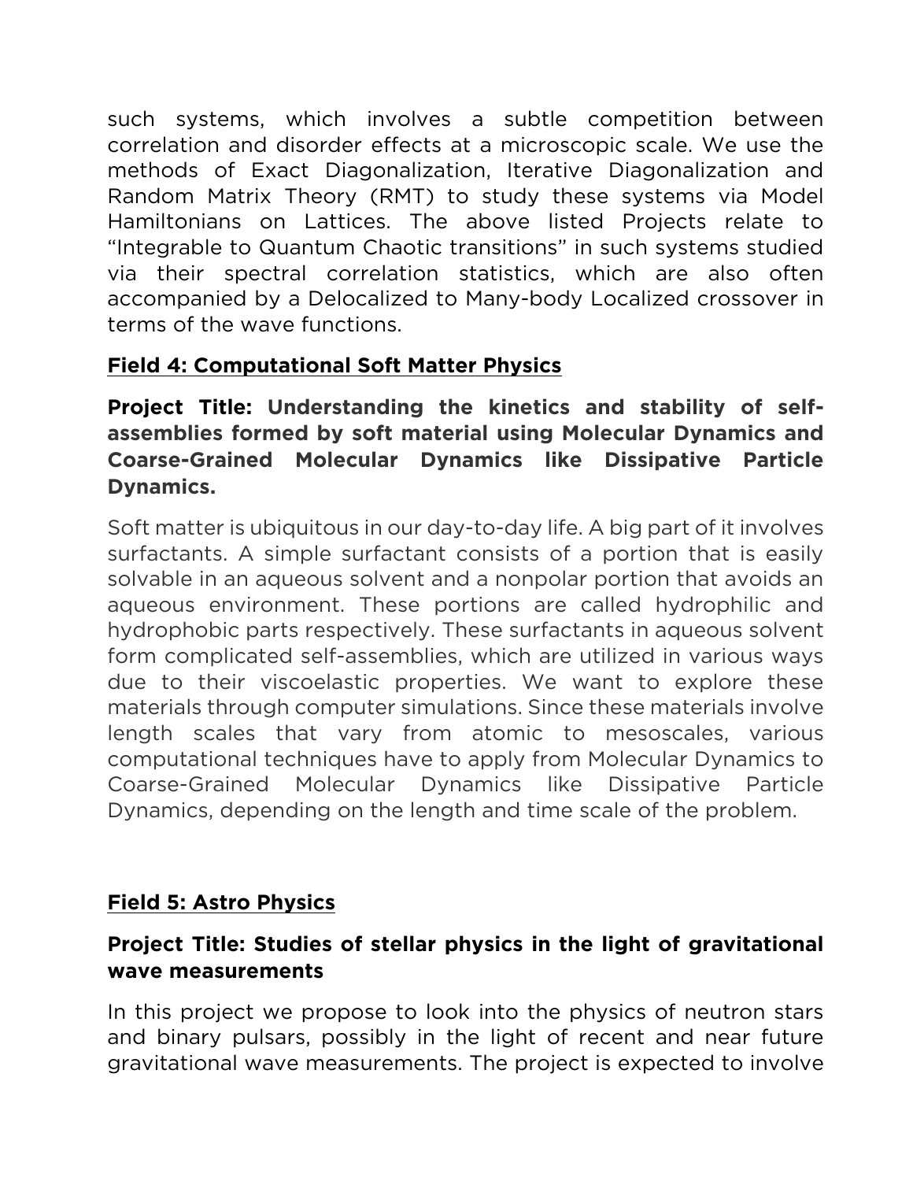such systems, which involves a subtle competition between correlation and disorder effects at a microscopic scale. We use the methods of Exact Diagonalization, Iterative Diagonalization and Random Matrix Theory (RMT) to study these systems via Model Hamiltonians on Lattices. The above listed Projects relate to "Integrable to Quantum Chaotic transitions" in such systems studied via their spectral correlation statistics, which are also often accompanied by a Delocalized to Many-body Localized crossover in terms of the wave functions.

## Field 4: Computational Soft Matter Physics

**Project Title: Understanding the kinetics and stability of self-assemblies formed by soft material using Molecular Dynamics and Coarse-Grained Molecular Dynamics like Dissipative Particle Dynamics.**

Soft matter is ubiquitous in our day-to-day life. A big part of it involves surfactants. A simple surfactant consists of a portion that is easily solvable in an aqueous solvent and a nonpolar portion that avoids an aqueous environment. These portions are called hydrophilic and hydrophobic parts respectively. These surfactants in aqueous solvent form complicated self-assemblies, which are utilized in various ways due to their viscoelastic properties. We want to explore these materials through computer simulations. Since these materials involve length scales that vary from atomic to mesoscales, various computational techniques have to apply from Molecular Dynamics to Coarse-Grained Molecular Dynamics like Dissipative Particle Dynamics, depending on the length and time scale of the problem.

## Field 5: Astro Physics

**Project Title: Studies of stellar physics in the light of gravitational wave measurements**

In this project we propose to look into the physics of neutron stars and binary pulsars, possibly in the light of recent and near future gravitational wave measurements. The project is expected to involve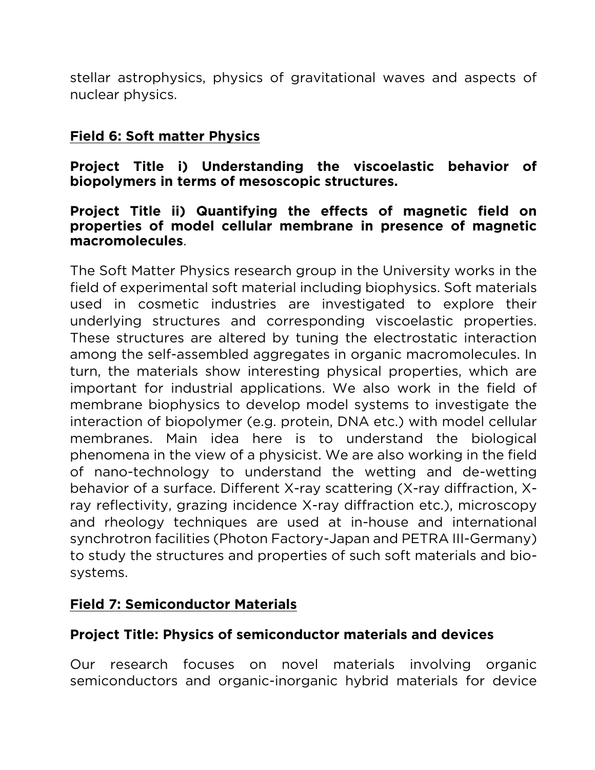stellar astrophysics, physics of gravitational waves and aspects of nuclear physics.

## Field 6: Soft matter Physics

**Project Title i) Understanding the viscoelastic behavior of biopolymers in terms of mesoscopic structures.**

**Project Title ii) Quantifying the effects of magnetic field on properties of model cellular membrane in presence of magnetic macromolecules**.

The Soft Matter Physics research group in the University works in the field of experimental soft material including biophysics. Soft materials used in cosmetic industries are investigated to explore their underlying structures and corresponding viscoelastic properties. These structures are altered by tuning the electrostatic interaction among the self-assembled aggregates in organic macromolecules. In turn, the materials show interesting physical properties, which are important for industrial applications. We also work in the field of membrane biophysics to develop model systems to investigate the interaction of biopolymer (e.g. protein, DNA etc.) with model cellular membranes. Main idea here is to understand the biological phenomena in the view of a physicist. We are also working in the field of nano-technology to understand the wetting and de-wetting behavior of a surface. Different X-ray scattering (X-ray diffraction, X-ray reflectivity, grazing incidence X-ray diffraction etc.), microscopy and rheology techniques are used at in-house and international synchrotron facilities (Photon Factory-Japan and PETRA III-Germany) to study the structures and properties of such soft materials and bio-systems.

## Field 7: Semiconductor Materials

**Project Title: Physics of semiconductor materials and devices**

Our research focuses on novel materials involving organic semiconductors and organic-inorganic hybrid materials for device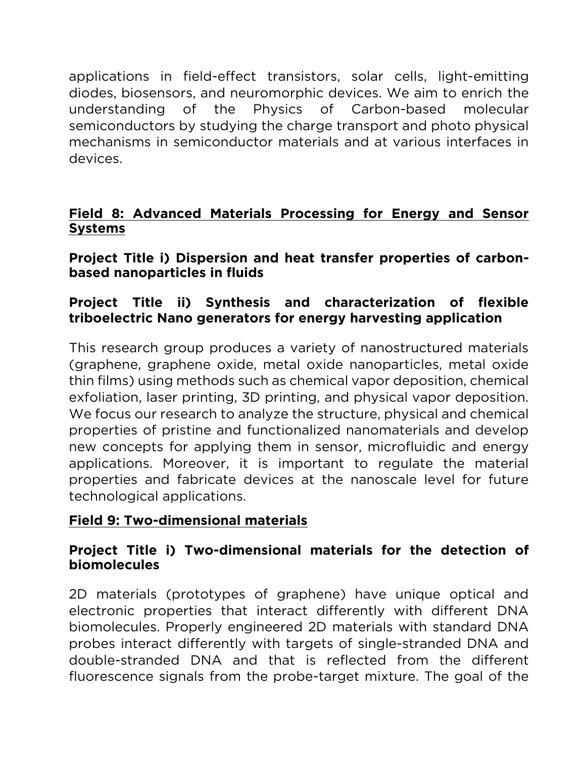applications in field-effect transistors, solar cells, light-emitting diodes, biosensors, and neuromorphic devices. We aim to enrich the understanding of the Physics of Carbon-based molecular semiconductors by studying the charge transport and photo physical mechanisms in semiconductor materials and at various interfaces in devices.

## Field 8: Advanced Materials Processing for Energy and Sensor Systems

### Project Title i) Dispersion and heat transfer properties of carbon-based nanoparticles in fluids

### Project Title ii) Synthesis and characterization of flexible triboelectric Nano generators for energy harvesting application

This research group produces a variety of nanostructured materials (graphene, graphene oxide, metal oxide nanoparticles, metal oxide thin films) using methods such as chemical vapor deposition, chemical exfoliation, laser printing, 3D printing, and physical vapor deposition. We focus our research to analyze the structure, physical and chemical properties of pristine and functionalized nanomaterials and develop new concepts for applying them in sensor, microfluidic and energy applications. Moreover, it is important to regulate the material properties and fabricate devices at the nanoscale level for future technological applications.

## Field 9: Two-dimensional materials

### Project Title i) Two-dimensional materials for the detection of biomolecules

2D materials (prototypes of graphene) have unique optical and electronic properties that interact differently with different DNA biomolecules. Properly engineered 2D materials with standard DNA probes interact differently with targets of single-stranded DNA and double-stranded DNA and that is reflected from the different fluorescence signals from the probe-target mixture. The goal of the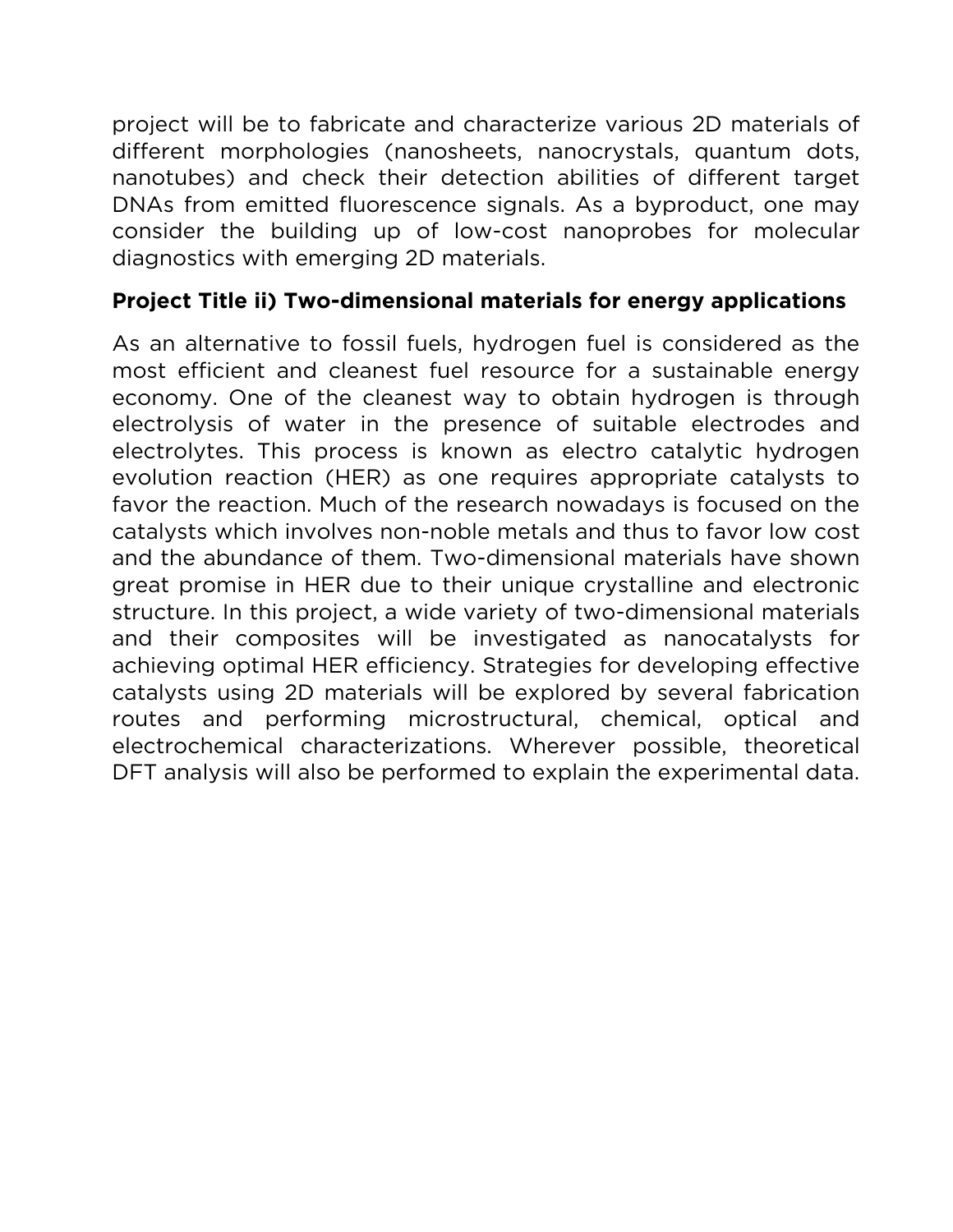project will be to fabricate and characterize various 2D materials of different morphologies (nanosheets, nanocrystals, quantum dots, nanotubes) and check their detection abilities of different target DNAs from emitted fluorescence signals. As a byproduct, one may consider the building up of low-cost nanoprobes for molecular diagnostics with emerging 2D materials.

**Project Title ii) Two-dimensional materials for energy applications**

As an alternative to fossil fuels, hydrogen fuel is considered as the most efficient and cleanest fuel resource for a sustainable energy economy. One of the cleanest way to obtain hydrogen is through electrolysis of water in the presence of suitable electrodes and electrolytes. This process is known as electro catalytic hydrogen evolution reaction (HER) as one requires appropriate catalysts to favor the reaction. Much of the research nowadays is focused on the catalysts which involves non-noble metals and thus to favor low cost and the abundance of them. Two-dimensional materials have shown great promise in HER due to their unique crystalline and electronic structure. In this project, a wide variety of two-dimensional materials and their composites will be investigated as nanocatalysts for achieving optimal HER efficiency. Strategies for developing effective catalysts using 2D materials will be explored by several fabrication routes and performing microstructural, chemical, optical and electrochemical characterizations. Wherever possible, theoretical DFT analysis will also be performed to explain the experimental data.